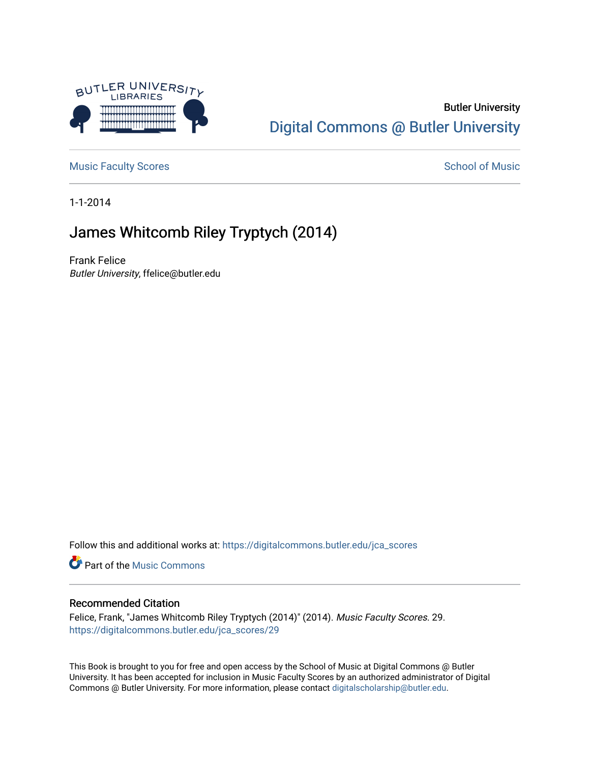Butler University

Digital Commons @ Butler University

Music Faculty Scores

School of Music

1-1-2014

# James Whitcomb Riley Tryptych (2014)

Frank Felice
*Butler University*, ffelice@butler.edu

Follow this and additional works at: https://digitalcommons.butler.edu/jca_scores

Part of the Music Commons

## Recommended Citation

Felice, Frank, "James Whitcomb Riley Tryptych (2014)" (2014). *Music Faculty Scores*. 29.
https://digitalcommons.butler.edu/jca_scores/29

This Book is brought to you for free and open access by the School of Music at Digital Commons @ Butler University. It has been accepted for inclusion in Music Faculty Scores by an authorized administrator of Digital Commons @ Butler University. For more information, please contact digitalscholarship@butler.edu.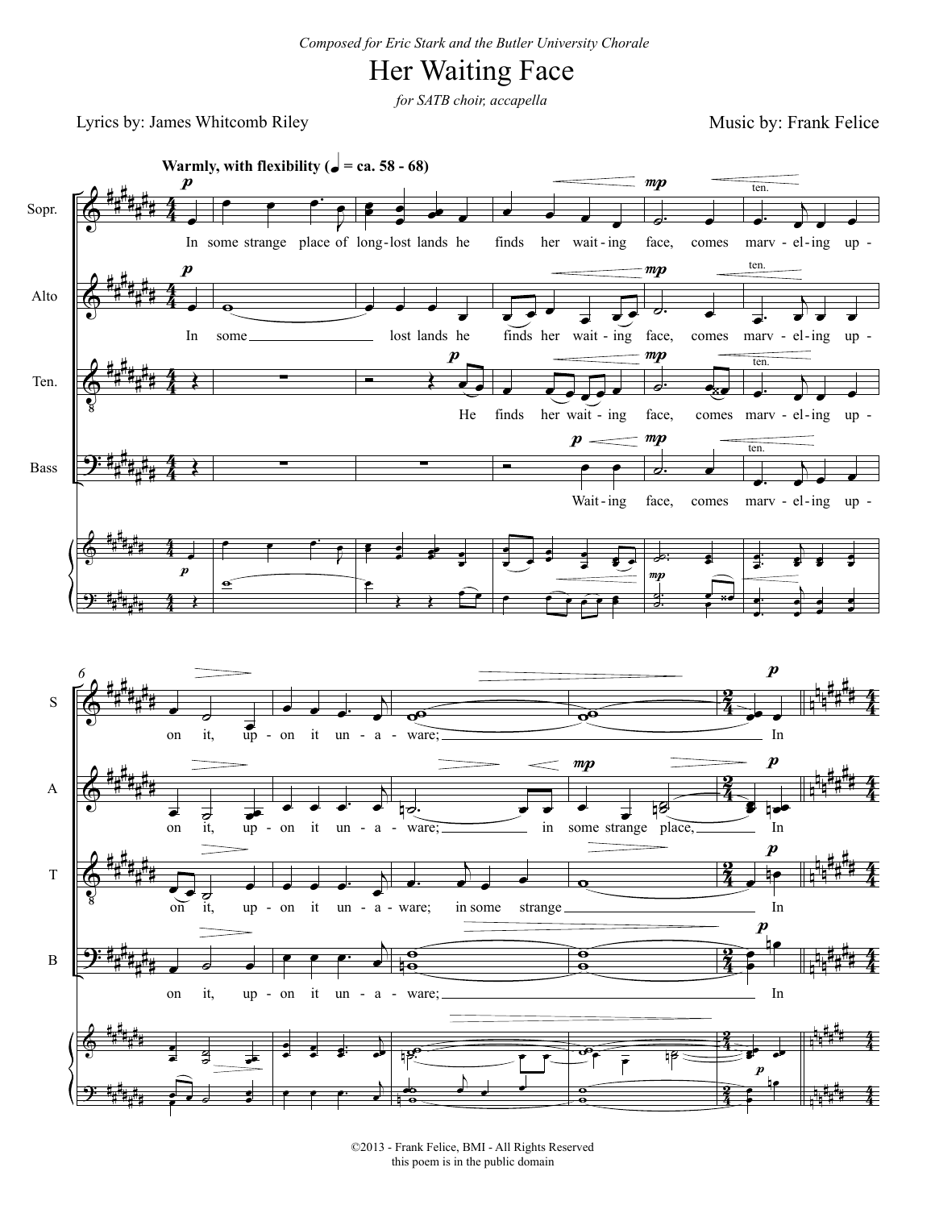*Composed for Eric Stark and the Butler University Chorale*

# Her Waiting Face

*for SATB choir, accapella*

Lyrics by: James Whitcomb Riley

Music by: Frank Felice

**Warmly, with flexibility** (♩ = ca. 58 - 68)

Sopr.: In some strange place of long-lost lands he finds her wait-ing face, comes marv-el-ing up-on it, up-on it un-a-ware; In

Alto: In some lost lands he finds her wait-ing face, comes marv-el-ing up-on it, up-on it un-a-ware; in some strange place, In

Ten.: He finds her wait-ing face, comes marv-el-ing up-on it, up-on it un-a-ware; in some strange In

Bass: Wait-ing face, comes marv-el-ing up-on it, up-on it un-a-ware; In

©2013 - Frank Felice, BMI - All Rights Reserved
this poem is in the public domain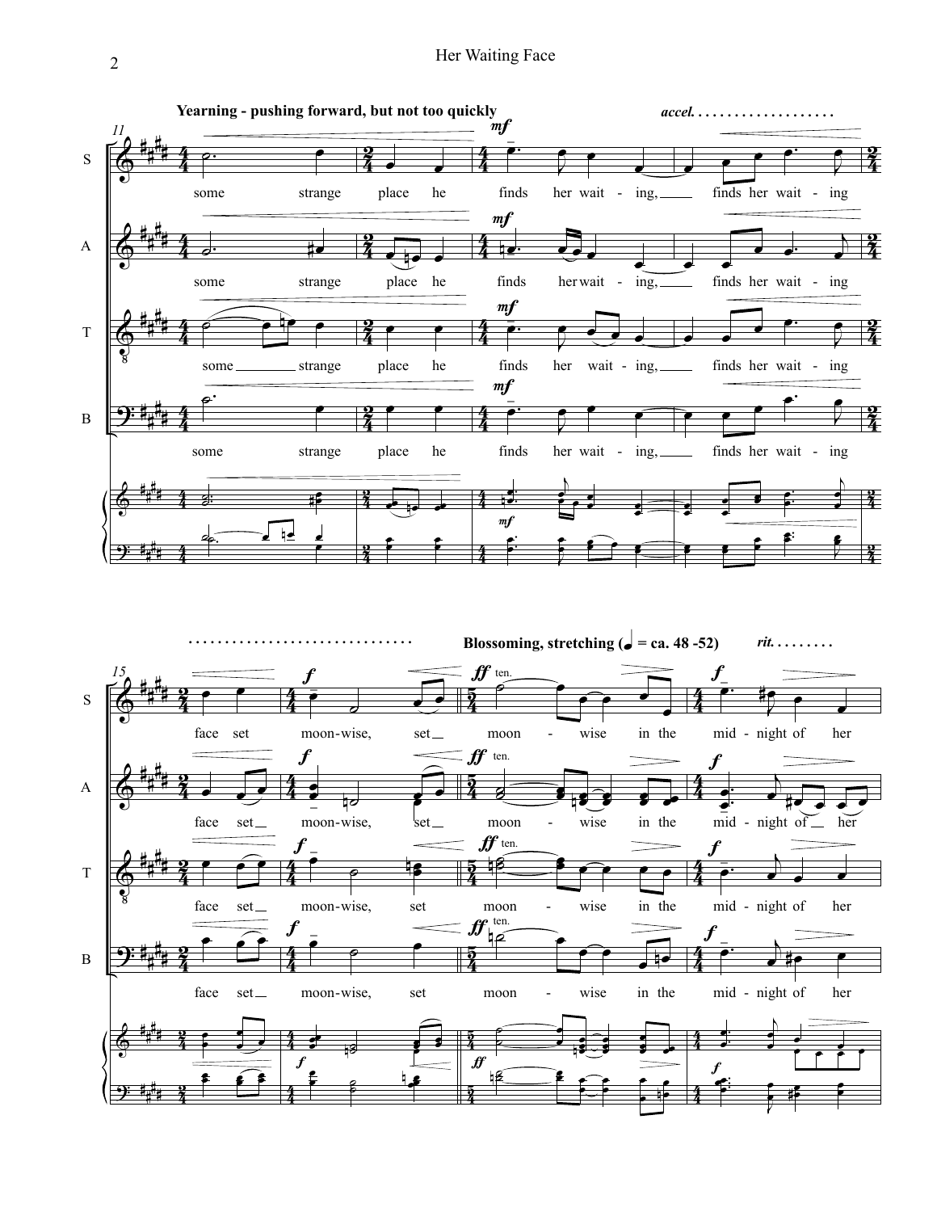**Yearning - pushing forward, but not too quickly**

*accel.*

some strange place he finds her wait - ing, finds her wait - ing

face set moon-wise, set moon - wise in the mid - night of her

**Blossoming, stretching (♩ = ca. 48 -52)**

*rit.*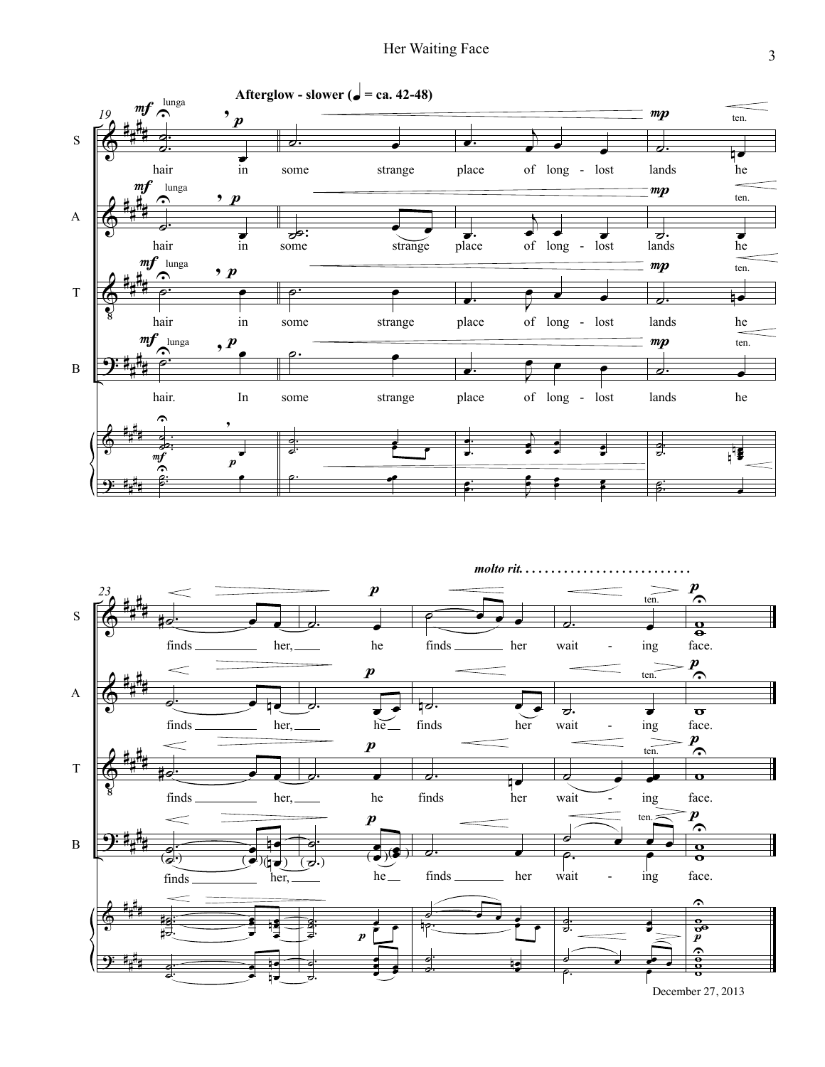**Afterglow - slower (♩ = ca. 42-48)**

December 27, 2013